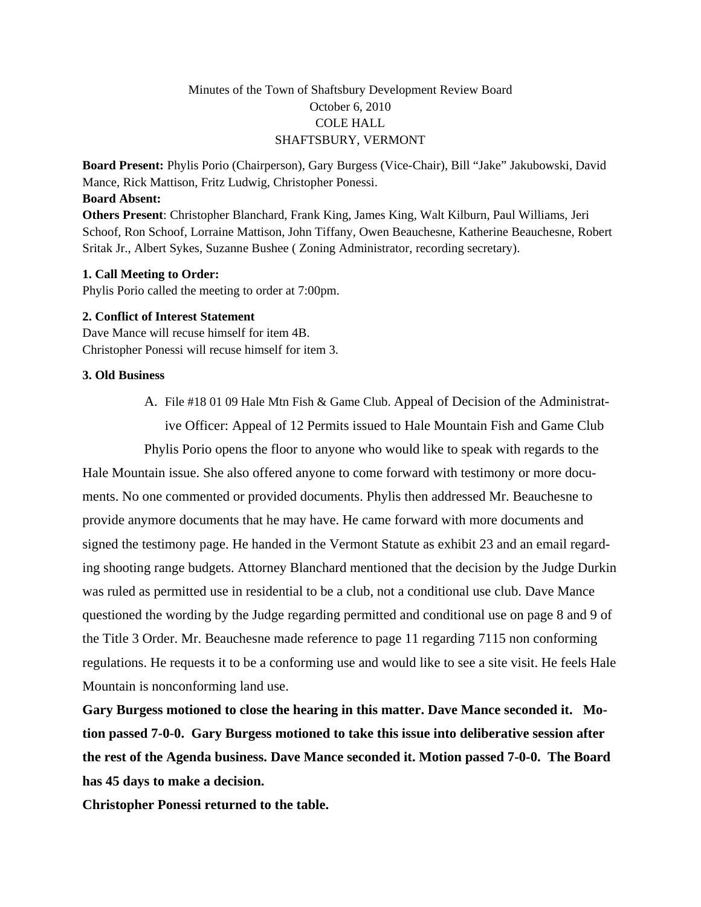Minutes of the Town of Shaftsbury Development Review Board
October 6, 2010
COLE HALL
SHAFTSBURY, VERMONT

**Board Present:** Phylis Porio (Chairperson), Gary Burgess (Vice-Chair), Bill "Jake" Jakubowski, David Mance, Rick Mattison, Fritz Ludwig, Christopher Ponessi.
**Board Absent:**
**Others Present**: Christopher Blanchard, Frank King, James King, Walt Kilburn, Paul Williams, Jeri Schoof, Ron Schoof, Lorraine Mattison, John Tiffany, Owen Beauchesne, Katherine Beauchesne, Robert Sritak Jr., Albert Sykes, Suzanne Bushee ( Zoning Administrator, recording secretary).

**1. Call Meeting to Order:**
Phylis Porio called the meeting to order at 7:00pm.

**2. Conflict of Interest Statement**
Dave Mance will recuse himself for item 4B.
Christopher Ponessi will recuse himself for item 3.

**3. Old Business**

A. File #18 01 09 Hale Mtn Fish & Game Club. Appeal of Decision of the Administrative Officer: Appeal of 12 Permits issued to Hale Mountain Fish and Game Club

Phylis Porio opens the floor to anyone who would like to speak with regards to the Hale Mountain issue. She also offered anyone to come forward with testimony or more documents. No one commented or provided documents. Phylis then addressed Mr. Beauchesne to provide anymore documents that he may have. He came forward with more documents and signed the testimony page. He handed in the Vermont Statute as exhibit 23 and an email regarding shooting range budgets. Attorney Blanchard mentioned that the decision by the Judge Durkin was ruled as permitted use in residential to be a club, not a conditional use club. Dave Mance questioned the wording by the Judge regarding permitted and conditional use on page 8 and 9 of the Title 3 Order. Mr. Beauchesne made reference to page 11 regarding 7115 non conforming regulations. He requests it to be a conforming use and would like to see a site visit. He feels Hale Mountain is nonconforming land use.

**Gary Burgess motioned to close the hearing in this matter. Dave Mance seconded it. Motion passed 7-0-0. Gary Burgess motioned to take this issue into deliberative session after the rest of the Agenda business. Dave Mance seconded it. Motion passed 7-0-0. The Board has 45 days to make a decision.**

**Christopher Ponessi returned to the table.**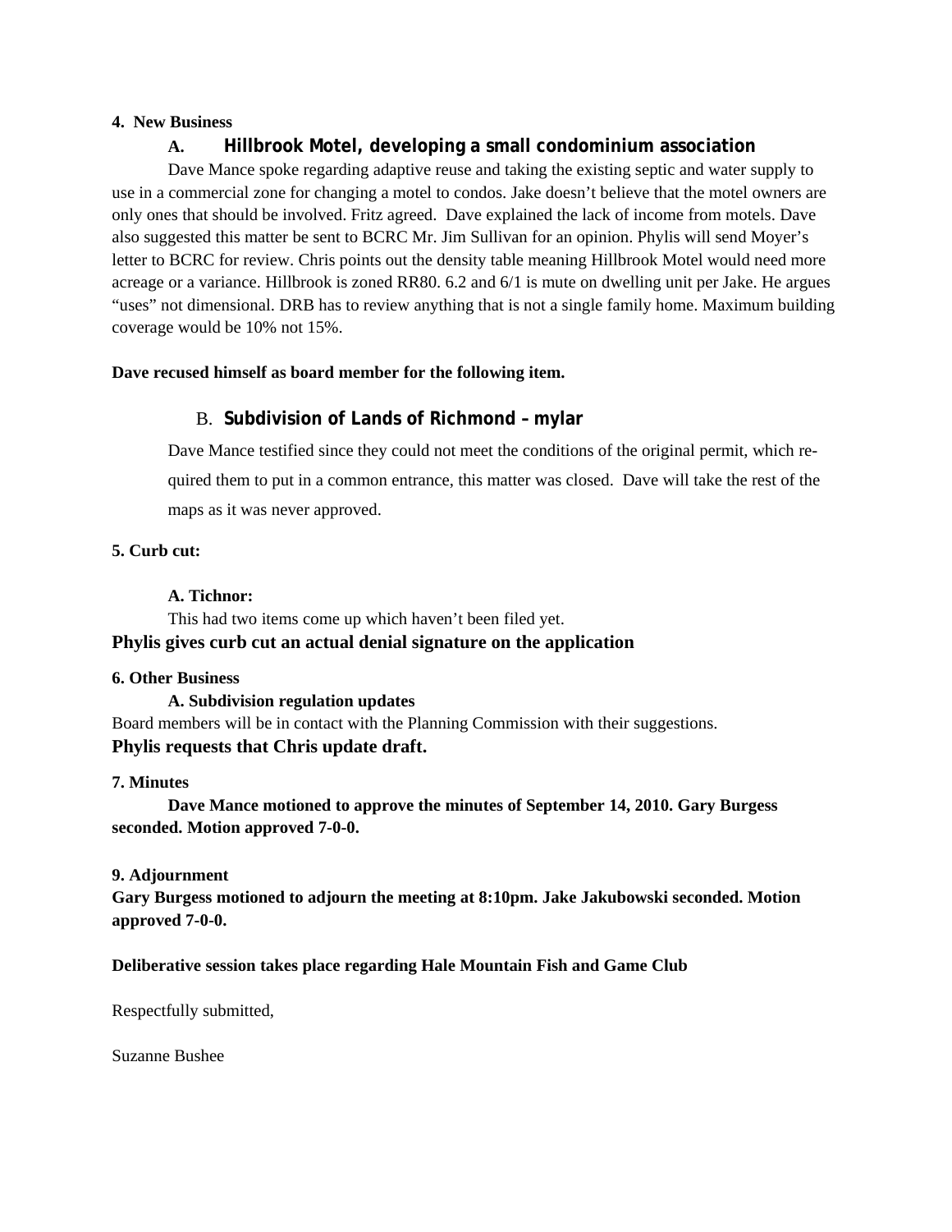**4. New Business**

**A. Hillbrook Motel, developing a small condominium association**

Dave Mance spoke regarding adaptive reuse and taking the existing septic and water supply to use in a commercial zone for changing a motel to condos. Jake doesn't believe that the motel owners are only ones that should be involved. Fritz agreed. Dave explained the lack of income from motels. Dave also suggested this matter be sent to BCRC Mr. Jim Sullivan for an opinion. Phylis will send Moyer's letter to BCRC for review. Chris points out the density table meaning Hillbrook Motel would need more acreage or a variance. Hillbrook is zoned RR80. 6.2 and 6/1 is mute on dwelling unit per Jake. He argues "uses" not dimensional. DRB has to review anything that is not a single family home. Maximum building coverage would be 10% not 15%.

**Dave recused himself as board member for the following item.**

**B. Subdivision of Lands of Richmond – mylar**

Dave Mance testified since they could not meet the conditions of the original permit, which required them to put in a common entrance, this matter was closed. Dave will take the rest of the maps as it was never approved.

**5. Curb cut:**

**A. Tichnor:**

This had two items come up which haven't been filed yet.

**Phylis gives curb cut an actual denial signature on the application**

**6. Other Business**

**A. Subdivision regulation updates**

Board members will be in contact with the Planning Commission with their suggestions.

**Phylis requests that Chris update draft.**

**7. Minutes**

**Dave Mance motioned to approve the minutes of September 14, 2010. Gary Burgess seconded. Motion approved 7-0-0.**

**9. Adjournment**

**Gary Burgess motioned to adjourn the meeting at 8:10pm. Jake Jakubowski seconded. Motion approved 7-0-0.**

**Deliberative session takes place regarding Hale Mountain Fish and Game Club**

Respectfully submitted,

Suzanne Bushee